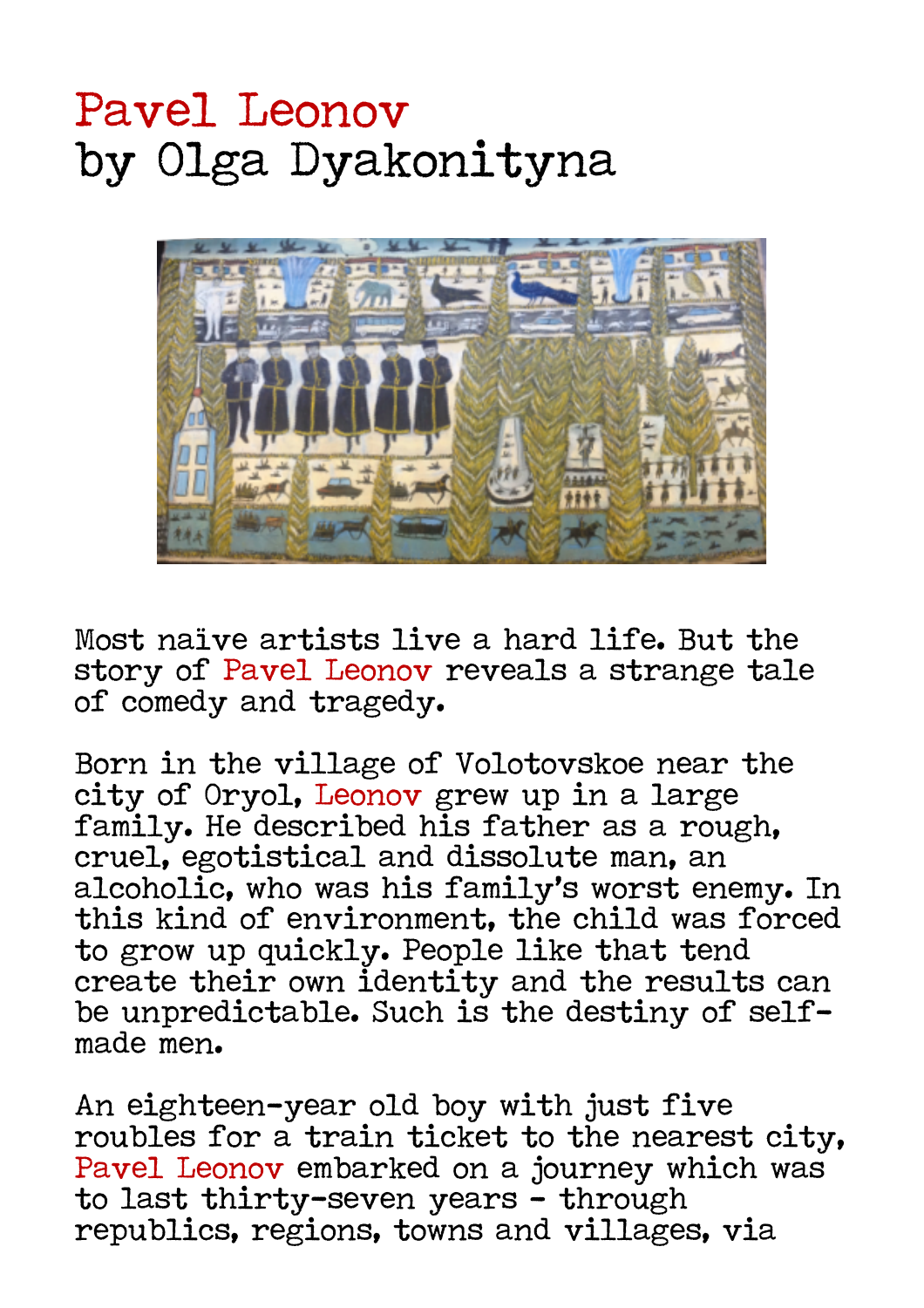# Pavel Leonov
# by Olga Dyakonityna

Most naïve artists live a hard life. But the story of Pavel Leonov reveals a strange tale of comedy and tragedy.

Born in the village of Volotovskoe near the city of Oryol, Leonov grew up in a large family. He described his father as a rough, cruel, egotistical and dissolute man, an alcoholic, who was his family's worst enemy. In this kind of environment, the child was forced to grow up quickly. People like that tend create their own identity and the results can be unpredictable. Such is the destiny of self-made men.

An eighteen-year old boy with just five roubles for a train ticket to the nearest city, Pavel Leonov embarked on a journey which was to last thirty-seven years - through republics, regions, towns and villages, via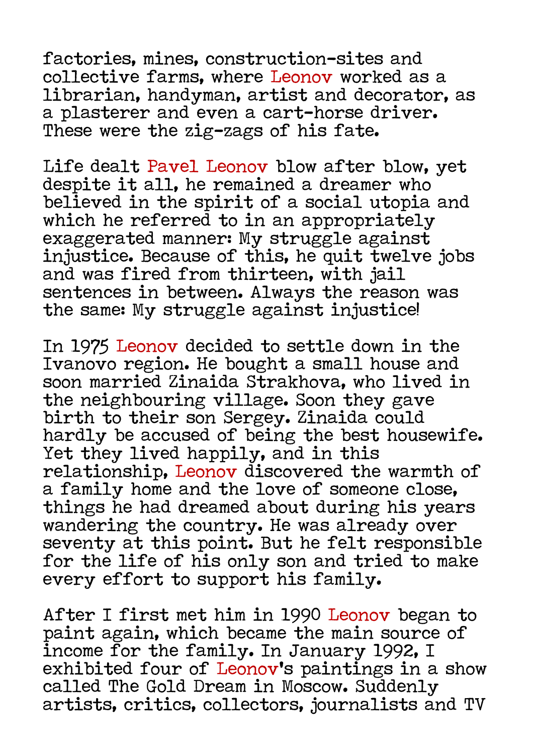factories, mines, construction-sites and collective farms, where Leonov worked as a librarian, handyman, artist and decorator, as a plasterer and even a cart-horse driver. These were the zig-zags of his fate.

Life dealt Pavel Leonov blow after blow, yet despite it all, he remained a dreamer who believed in the spirit of a social utopia and which he referred to in an appropriately exaggerated manner: My struggle against injustice. Because of this, he quit twelve jobs and was fired from thirteen, with jail sentences in between. Always the reason was the same: My struggle against injustice!

In 1975 Leonov decided to settle down in the Ivanovo region. He bought a small house and soon married Zinaida Strakhova, who lived in the neighbouring village. Soon they gave birth to their son Sergey. Zinaida could hardly be accused of being the best housewife. Yet they lived happily, and in this relationship, Leonov discovered the warmth of a family home and the love of someone close, things he had dreamed about during his years wandering the country. He was already over seventy at this point. But he felt responsible for the life of his only son and tried to make every effort to support his family.

After I first met him in 1990 Leonov began to paint again, which became the main source of income for the family. In January 1992, I exhibited four of Leonov's paintings in a show called The Gold Dream in Moscow. Suddenly artists, critics, collectors, journalists and TV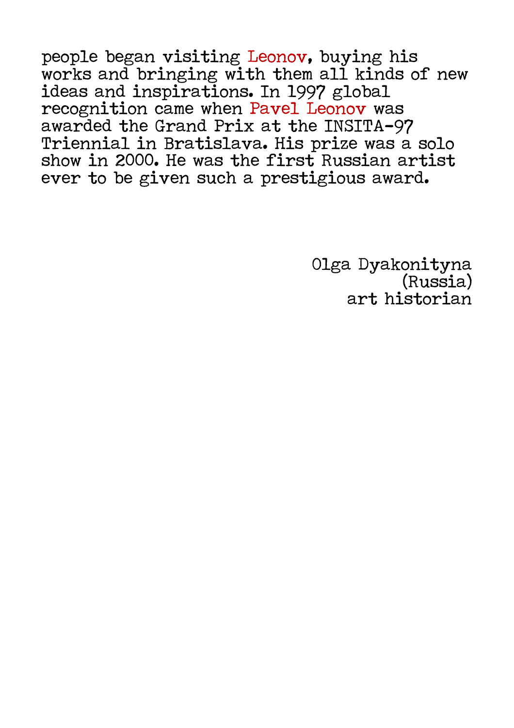people began visiting Leonov, buying his works and bringing with them all kinds of new ideas and inspirations. In 1997 global recognition came when Pavel Leonov was awarded the Grand Prix at the INSITA-97 Triennial in Bratislava. His prize was a solo show in 2000. He was the first Russian artist ever to be given such a prestigious award.

Olga Dyakonityna  
(Russia)  
art historian